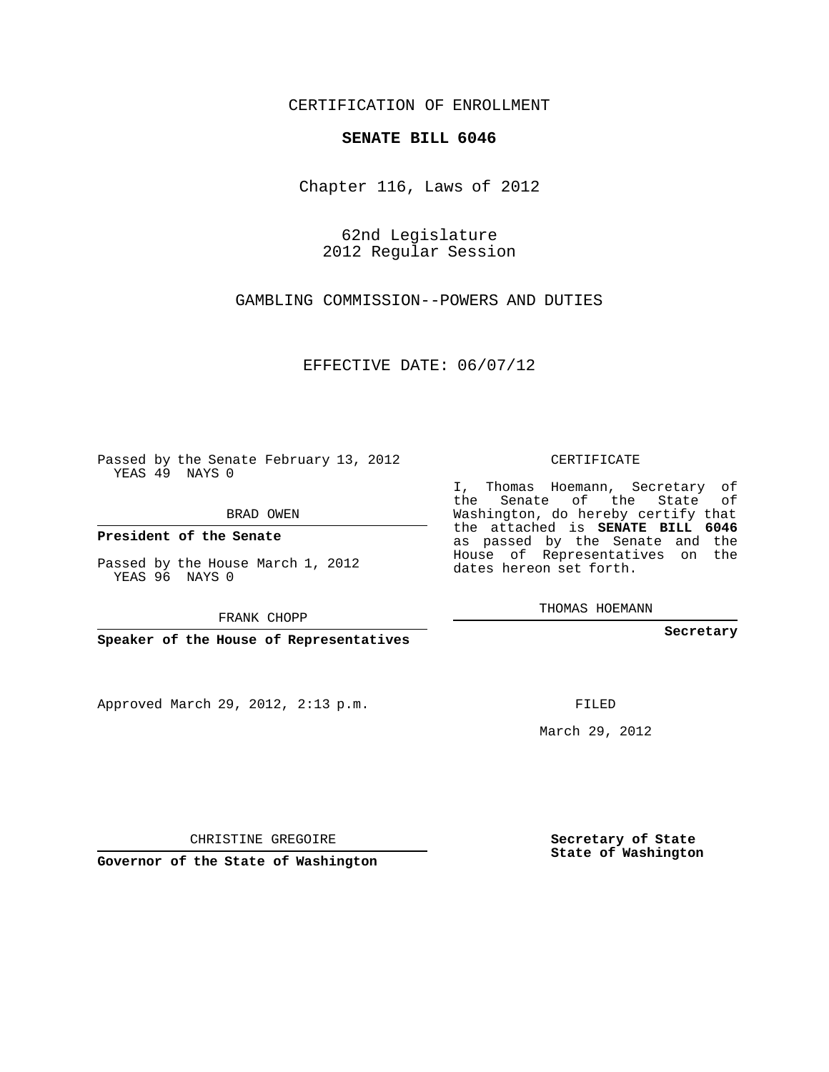CERTIFICATION OF ENROLLMENT

**SENATE BILL 6046**

Chapter 116, Laws of 2012

62nd Legislature
2012 Regular Session

GAMBLING COMMISSION--POWERS AND DUTIES

EFFECTIVE DATE: 06/07/12

Passed by the Senate February 13, 2012
YEAS 49 NAYS 0

BRAD OWEN

**President of the Senate**

Passed by the House March 1, 2012
YEAS 96 NAYS 0

FRANK CHOPP

**Speaker of the House of Representatives**

Approved March 29, 2012, 2:13 p.m.

CHRISTINE GREGOIRE

**Governor of the State of Washington**

CERTIFICATE

I, Thomas Hoemann, Secretary of the Senate of the State of Washington, do hereby certify that the attached is **SENATE BILL 6046** as passed by the Senate and the House of Representatives on the dates hereon set forth.

THOMAS HOEMANN

**Secretary**

FILED

March 29, 2012

**Secretary of State**
**State of Washington**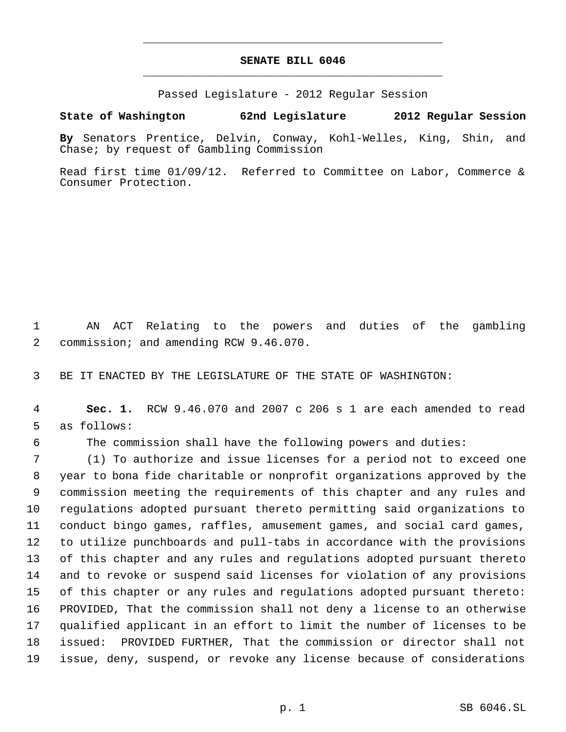# SENATE BILL 6046

Passed Legislature - 2012 Regular Session

**State of Washington 62nd Legislature 2012 Regular Session**

**By** Senators Prentice, Delvin, Conway, Kohl-Welles, King, Shin, and Chase; by request of Gambling Commission

Read first time 01/09/12. Referred to Committee on Labor, Commerce & Consumer Protection.

AN ACT Relating to the powers and duties of the gambling commission; and amending RCW 9.46.070.

BE IT ENACTED BY THE LEGISLATURE OF THE STATE OF WASHINGTON:

**Sec. 1.** RCW 9.46.070 and 2007 c 206 s 1 are each amended to read as follows:

The commission shall have the following powers and duties:

(1) To authorize and issue licenses for a period not to exceed one year to bona fide charitable or nonprofit organizations approved by the commission meeting the requirements of this chapter and any rules and regulations adopted pursuant thereto permitting said organizations to conduct bingo games, raffles, amusement games, and social card games, to utilize punchboards and pull-tabs in accordance with the provisions of this chapter and any rules and regulations adopted pursuant thereto and to revoke or suspend said licenses for violation of any provisions of this chapter or any rules and regulations adopted pursuant thereto: PROVIDED, That the commission shall not deny a license to an otherwise qualified applicant in an effort to limit the number of licenses to be issued: PROVIDED FURTHER, That the commission or director shall not issue, deny, suspend, or revoke any license because of considerations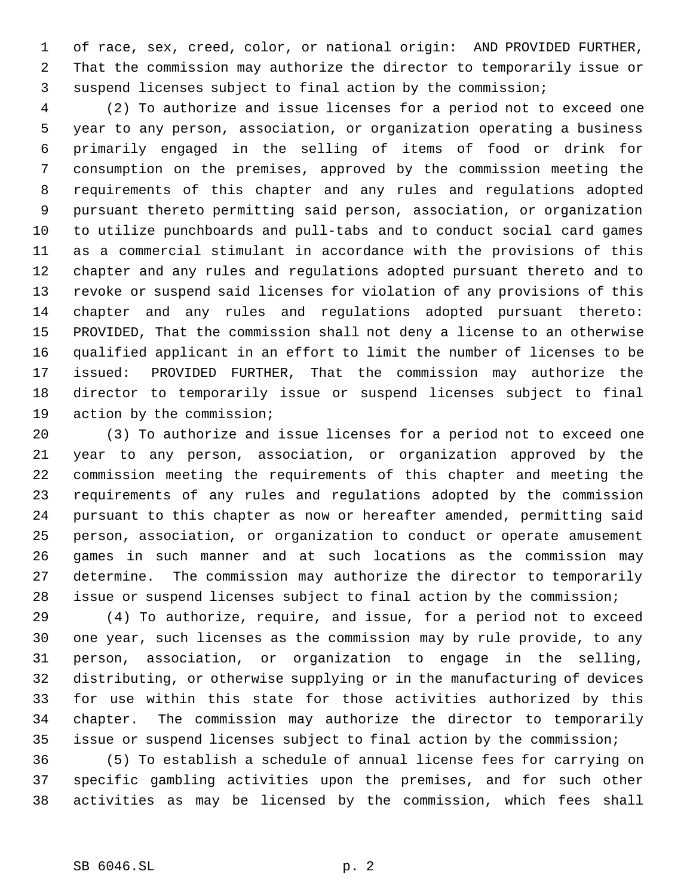of race, sex, creed, color, or national origin: AND PROVIDED FURTHER, That the commission may authorize the director to temporarily issue or suspend licenses subject to final action by the commission;

(2) To authorize and issue licenses for a period not to exceed one year to any person, association, or organization operating a business primarily engaged in the selling of items of food or drink for consumption on the premises, approved by the commission meeting the requirements of this chapter and any rules and regulations adopted pursuant thereto permitting said person, association, or organization to utilize punchboards and pull-tabs and to conduct social card games as a commercial stimulant in accordance with the provisions of this chapter and any rules and regulations adopted pursuant thereto and to revoke or suspend said licenses for violation of any provisions of this chapter and any rules and regulations adopted pursuant thereto: PROVIDED, That the commission shall not deny a license to an otherwise qualified applicant in an effort to limit the number of licenses to be issued: PROVIDED FURTHER, That the commission may authorize the director to temporarily issue or suspend licenses subject to final action by the commission;

(3) To authorize and issue licenses for a period not to exceed one year to any person, association, or organization approved by the commission meeting the requirements of this chapter and meeting the requirements of any rules and regulations adopted by the commission pursuant to this chapter as now or hereafter amended, permitting said person, association, or organization to conduct or operate amusement games in such manner and at such locations as the commission may determine. The commission may authorize the director to temporarily issue or suspend licenses subject to final action by the commission;

(4) To authorize, require, and issue, for a period not to exceed one year, such licenses as the commission may by rule provide, to any person, association, or organization to engage in the selling, distributing, or otherwise supplying or in the manufacturing of devices for use within this state for those activities authorized by this chapter. The commission may authorize the director to temporarily issue or suspend licenses subject to final action by the commission;

(5) To establish a schedule of annual license fees for carrying on specific gambling activities upon the premises, and for such other activities as may be licensed by the commission, which fees shall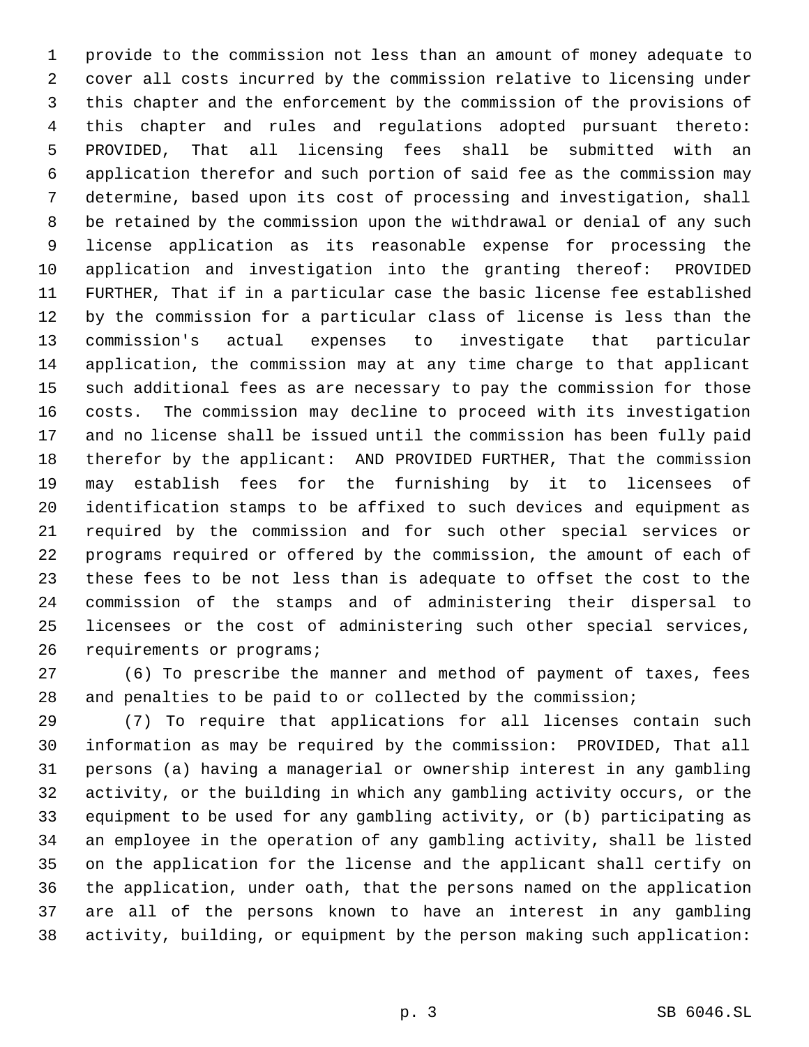provide to the commission not less than an amount of money adequate to cover all costs incurred by the commission relative to licensing under this chapter and the enforcement by the commission of the provisions of this chapter and rules and regulations adopted pursuant thereto: PROVIDED, That all licensing fees shall be submitted with an application therefor and such portion of said fee as the commission may determine, based upon its cost of processing and investigation, shall be retained by the commission upon the withdrawal or denial of any such license application as its reasonable expense for processing the application and investigation into the granting thereof: PROVIDED FURTHER, That if in a particular case the basic license fee established by the commission for a particular class of license is less than the commission's actual expenses to investigate that particular application, the commission may at any time charge to that applicant such additional fees as are necessary to pay the commission for those costs. The commission may decline to proceed with its investigation and no license shall be issued until the commission has been fully paid therefor by the applicant: AND PROVIDED FURTHER, That the commission may establish fees for the furnishing by it to licensees of identification stamps to be affixed to such devices and equipment as required by the commission and for such other special services or programs required or offered by the commission, the amount of each of these fees to be not less than is adequate to offset the cost to the commission of the stamps and of administering their dispersal to licensees or the cost of administering such other special services, requirements or programs;

(6) To prescribe the manner and method of payment of taxes, fees and penalties to be paid to or collected by the commission;

(7) To require that applications for all licenses contain such information as may be required by the commission: PROVIDED, That all persons (a) having a managerial or ownership interest in any gambling activity, or the building in which any gambling activity occurs, or the equipment to be used for any gambling activity, or (b) participating as an employee in the operation of any gambling activity, shall be listed on the application for the license and the applicant shall certify on the application, under oath, that the persons named on the application are all of the persons known to have an interest in any gambling activity, building, or equipment by the person making such application: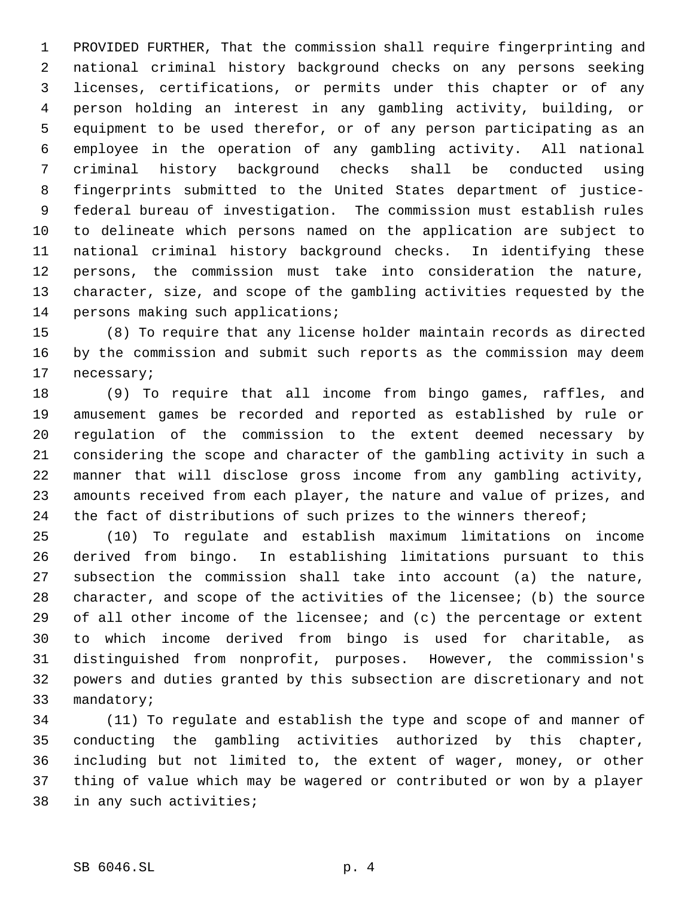PROVIDED FURTHER, That the commission shall require fingerprinting and national criminal history background checks on any persons seeking licenses, certifications, or permits under this chapter or of any person holding an interest in any gambling activity, building, or equipment to be used therefor, or of any person participating as an employee in the operation of any gambling activity. All national criminal history background checks shall be conducted using fingerprints submitted to the United States department of justice-federal bureau of investigation. The commission must establish rules to delineate which persons named on the application are subject to national criminal history background checks. In identifying these persons, the commission must take into consideration the nature, character, size, and scope of the gambling activities requested by the persons making such applications;

(8) To require that any license holder maintain records as directed by the commission and submit such reports as the commission may deem necessary;

(9) To require that all income from bingo games, raffles, and amusement games be recorded and reported as established by rule or regulation of the commission to the extent deemed necessary by considering the scope and character of the gambling activity in such a manner that will disclose gross income from any gambling activity, amounts received from each player, the nature and value of prizes, and the fact of distributions of such prizes to the winners thereof;

(10) To regulate and establish maximum limitations on income derived from bingo. In establishing limitations pursuant to this subsection the commission shall take into account (a) the nature, character, and scope of the activities of the licensee; (b) the source of all other income of the licensee; and (c) the percentage or extent to which income derived from bingo is used for charitable, as distinguished from nonprofit, purposes. However, the commission's powers and duties granted by this subsection are discretionary and not mandatory;

(11) To regulate and establish the type and scope of and manner of conducting the gambling activities authorized by this chapter, including but not limited to, the extent of wager, money, or other thing of value which may be wagered or contributed or won by a player in any such activities;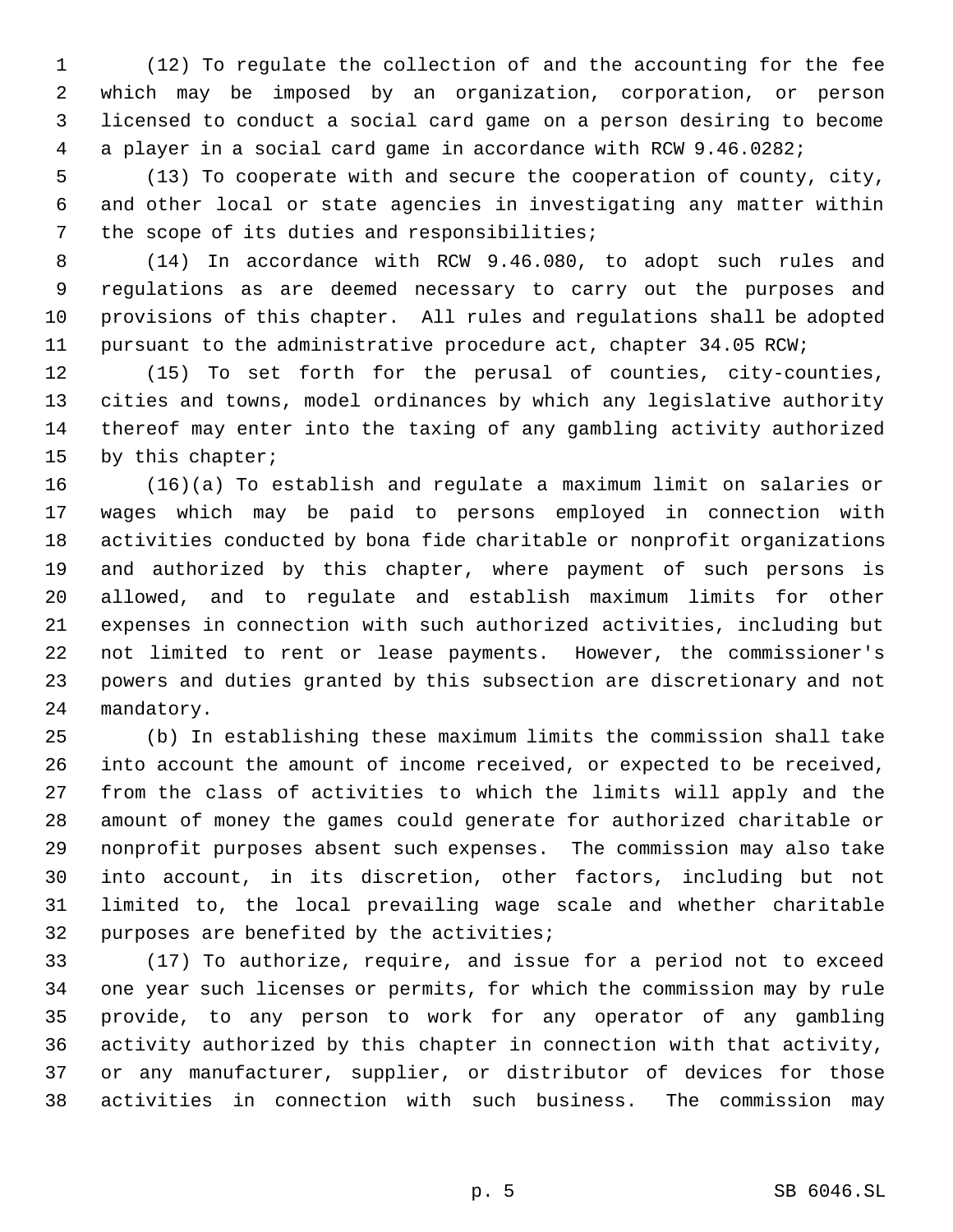(12) To regulate the collection of and the accounting for the fee which may be imposed by an organization, corporation, or person licensed to conduct a social card game on a person desiring to become a player in a social card game in accordance with RCW 9.46.0282;

(13) To cooperate with and secure the cooperation of county, city, and other local or state agencies in investigating any matter within the scope of its duties and responsibilities;

(14) In accordance with RCW 9.46.080, to adopt such rules and regulations as are deemed necessary to carry out the purposes and provisions of this chapter. All rules and regulations shall be adopted pursuant to the administrative procedure act, chapter 34.05 RCW;

(15) To set forth for the perusal of counties, city-counties, cities and towns, model ordinances by which any legislative authority thereof may enter into the taxing of any gambling activity authorized by this chapter;

(16)(a) To establish and regulate a maximum limit on salaries or wages which may be paid to persons employed in connection with activities conducted by bona fide charitable or nonprofit organizations and authorized by this chapter, where payment of such persons is allowed, and to regulate and establish maximum limits for other expenses in connection with such authorized activities, including but not limited to rent or lease payments. However, the commissioner's powers and duties granted by this subsection are discretionary and not mandatory.

(b) In establishing these maximum limits the commission shall take into account the amount of income received, or expected to be received, from the class of activities to which the limits will apply and the amount of money the games could generate for authorized charitable or nonprofit purposes absent such expenses. The commission may also take into account, in its discretion, other factors, including but not limited to, the local prevailing wage scale and whether charitable purposes are benefited by the activities;

(17) To authorize, require, and issue for a period not to exceed one year such licenses or permits, for which the commission may by rule provide, to any person to work for any operator of any gambling activity authorized by this chapter in connection with that activity, or any manufacturer, supplier, or distributor of devices for those activities in connection with such business. The commission may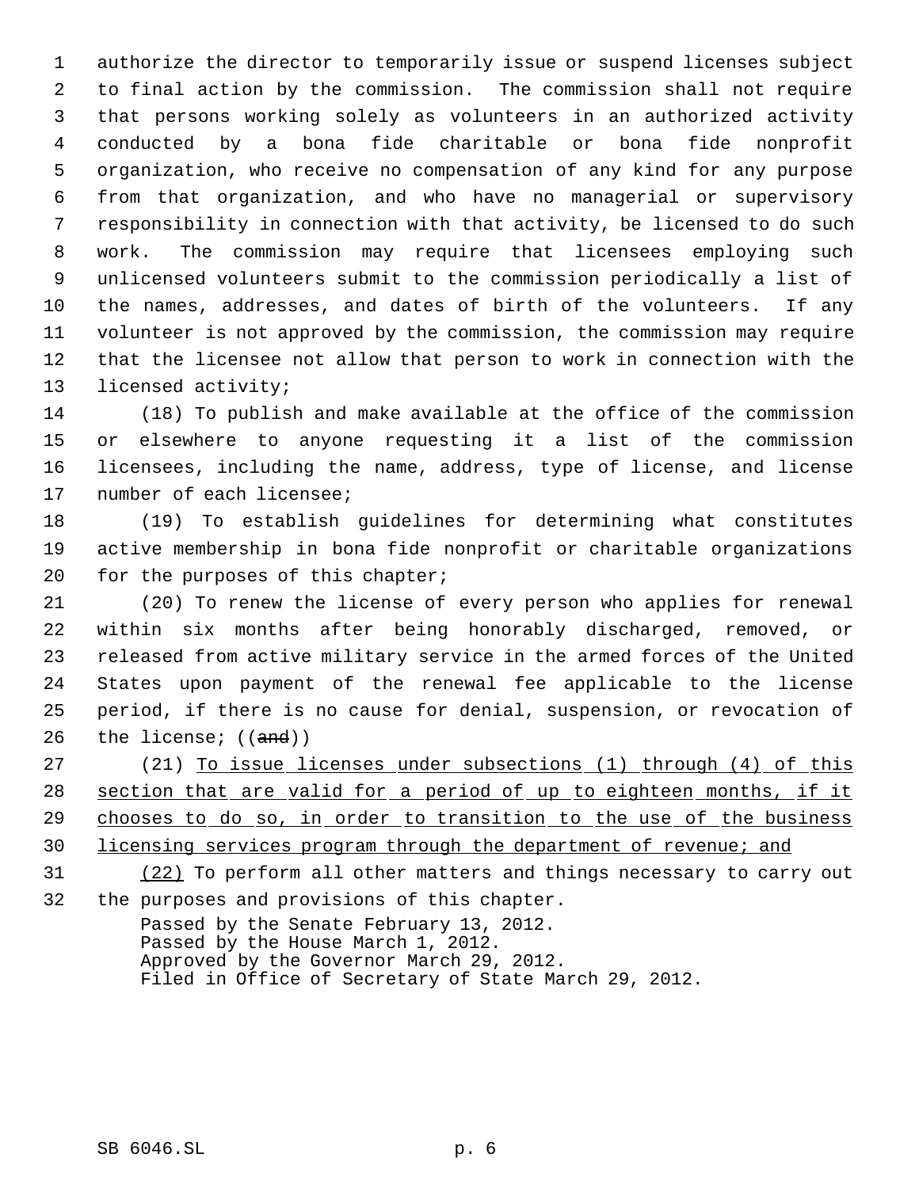authorize the director to temporarily issue or suspend licenses subject to final action by the commission. The commission shall not require that persons working solely as volunteers in an authorized activity conducted by a bona fide charitable or bona fide nonprofit organization, who receive no compensation of any kind for any purpose from that organization, and who have no managerial or supervisory responsibility in connection with that activity, be licensed to do such work. The commission may require that licensees employing such unlicensed volunteers submit to the commission periodically a list of the names, addresses, and dates of birth of the volunteers. If any volunteer is not approved by the commission, the commission may require that the licensee not allow that person to work in connection with the licensed activity;

(18) To publish and make available at the office of the commission or elsewhere to anyone requesting it a list of the commission licensees, including the name, address, type of license, and license number of each licensee;

(19) To establish guidelines for determining what constitutes active membership in bona fide nonprofit or charitable organizations for the purposes of this chapter;

(20) To renew the license of every person who applies for renewal within six months after being honorably discharged, removed, or released from active military service in the armed forces of the United States upon payment of the renewal fee applicable to the license period, if there is no cause for denial, suspension, or revocation of the license; ((~~and~~))

(21) <u>To issue licenses under subsections (1) through (4) of this section that are valid for a period of up to eighteen months, if it chooses to do so, in order to transition to the use of the business licensing services program through the department of revenue; and</u>

<u>(22)</u> To perform all other matters and things necessary to carry out the purposes and provisions of this chapter.

Passed by the Senate February 13, 2012.
Passed by the House March 1, 2012.
Approved by the Governor March 29, 2012.
Filed in Office of Secretary of State March 29, 2012.